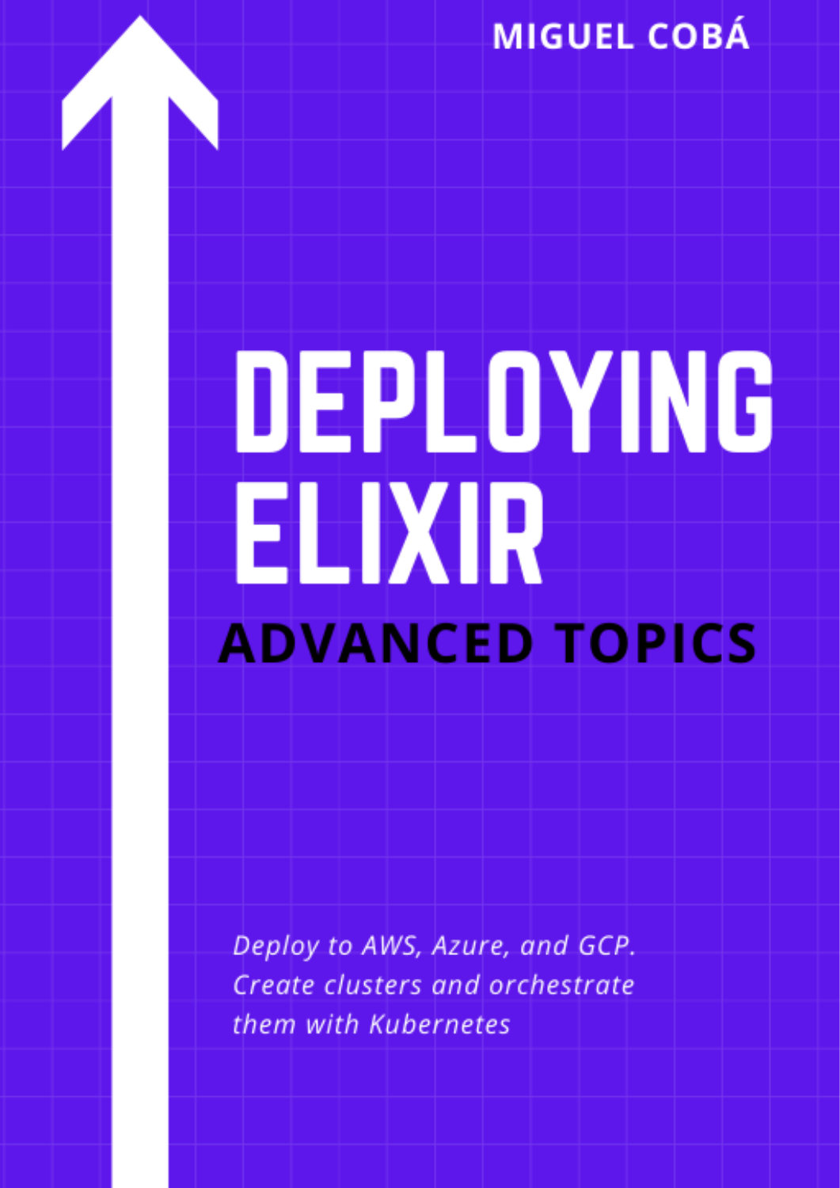MIGUEL COBÁ

# DEPLOYING ELIXIR

## ADVANCED TOPICS

*Deploy to AWS, Azure, and GCP. Create clusters and orchestrate them with Kubernetes*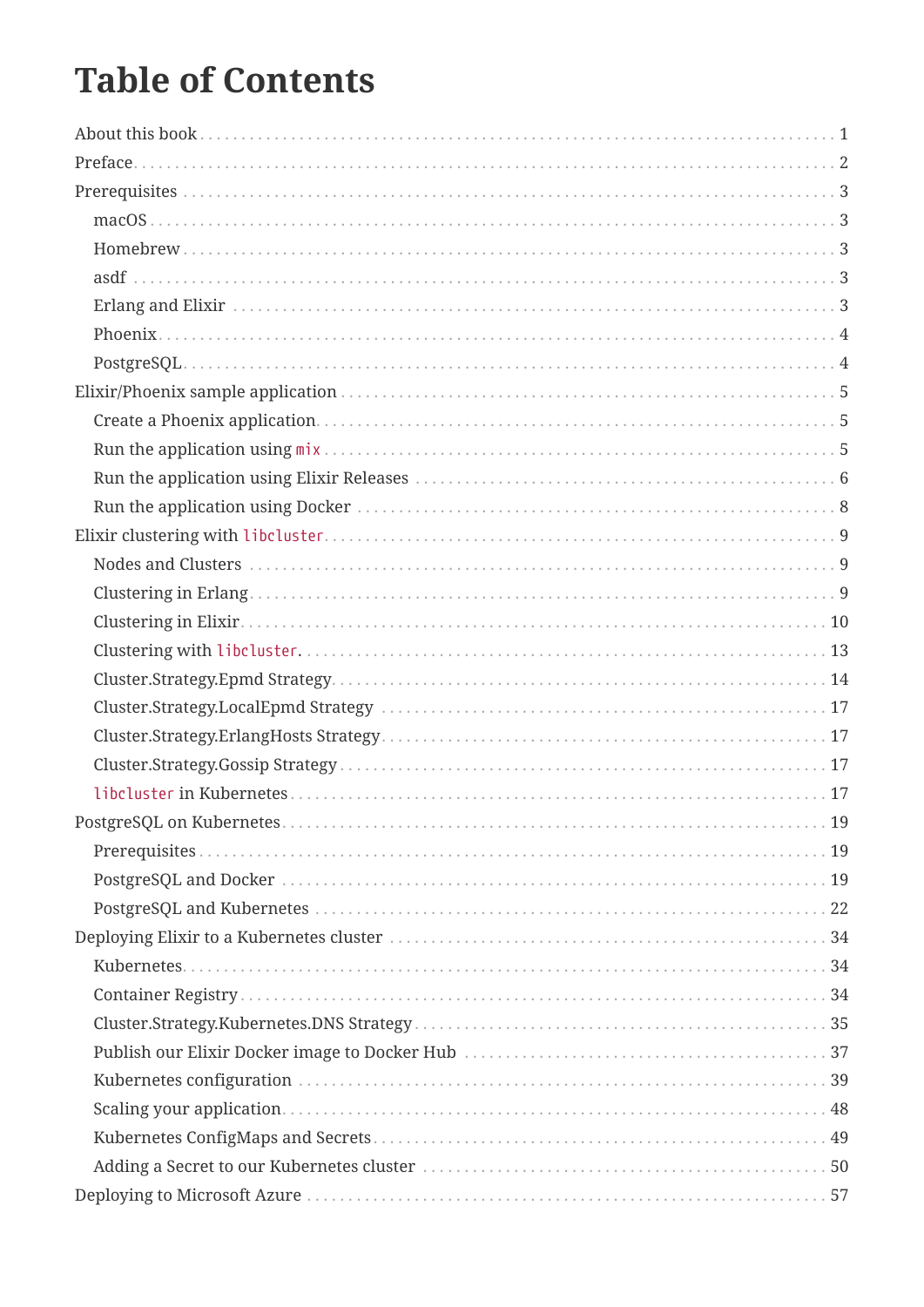# Table of Contents

- About this book ... 1
- Preface ... 2
- Prerequisites ... 3
  - macOS ... 3
  - Homebrew ... 3
  - asdf ... 3
  - Erlang and Elixir ... 3
  - Phoenix ... 4
  - PostgreSQL ... 4
- Elixir/Phoenix sample application ... 5
  - Create a Phoenix application ... 5
  - Run the application using `mix` ... 5
  - Run the application using Elixir Releases ... 6
  - Run the application using Docker ... 8
- Elixir clustering with `libcluster` ... 9
  - Nodes and Clusters ... 9
  - Clustering in Erlang ... 9
  - Clustering in Elixir ... 10
  - Clustering with `libcluster` ... 13
  - Cluster.Strategy.Epmd Strategy ... 14
  - Cluster.Strategy.LocalEpmd Strategy ... 17
  - Cluster.Strategy.ErlangHosts Strategy ... 17
  - Cluster.Strategy.Gossip Strategy ... 17
  - `libcluster` in Kubernetes ... 17
- PostgreSQL on Kubernetes ... 19
  - Prerequisites ... 19
  - PostgreSQL and Docker ... 19
  - PostgreSQL and Kubernetes ... 22
- Deploying Elixir to a Kubernetes cluster ... 34
  - Kubernetes ... 34
  - Container Registry ... 34
  - Cluster.Strategy.Kubernetes.DNS Strategy ... 35
  - Publish our Elixir Docker image to Docker Hub ... 37
  - Kubernetes configuration ... 39
  - Scaling your application ... 48
  - Kubernetes ConfigMaps and Secrets ... 49
  - Adding a Secret to our Kubernetes cluster ... 50
- Deploying to Microsoft Azure ... 57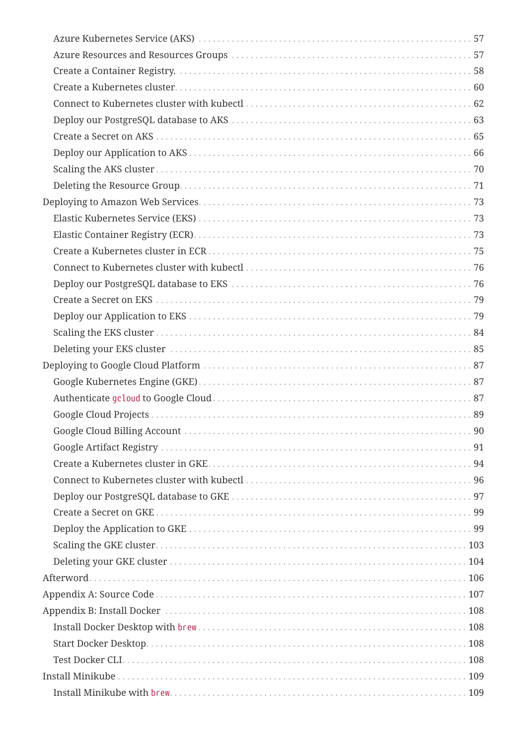- Azure Kubernetes Service (AKS) . . . 57
- Azure Resources and Resources Groups . . . 57
- Create a Container Registry. . . . 58
- Create a Kubernetes cluster. . . . 60
- Connect to Kubernetes cluster with kubectl . . . 62
- Deploy our PostgreSQL database to AKS . . . 63
- Create a Secret on AKS . . . 65
- Deploy our Application to AKS . . . 66
- Scaling the AKS cluster . . . 70
- Deleting the Resource Group. . . . 71

Deploying to Amazon Web Services. . . . 73

- Elastic Kubernetes Service (EKS) . . . 73
- Elastic Container Registry (ECR). . . . 73
- Create a Kubernetes cluster in ECR . . . 75
- Connect to Kubernetes cluster with kubectl . . . 76
- Deploy our PostgreSQL database to EKS . . . 76
- Create a Secret on EKS . . . 79
- Deploy our Application to EKS . . . 79
- Scaling the EKS cluster . . . 84
- Deleting your EKS cluster . . . 85

Deploying to Google Cloud Platform . . . 87

- Google Kubernetes Engine (GKE). . . . 87
- Authenticate `gcloud` to Google Cloud . . . 87
- Google Cloud Projects . . . 89
- Google Cloud Billing Account . . . 90
- Google Artifact Registry . . . 91
- Create a Kubernetes cluster in GKE. . . . 94
- Connect to Kubernetes cluster with kubectl . . . 96
- Deploy our PostgreSQL database to GKE . . . 97
- Create a Secret on GKE . . . 99
- Deploy the Application to GKE . . . 99
- Scaling the GKE cluster. . . . 103
- Deleting your GKE cluster . . . 104

Afterword. . . . 106

Appendix A: Source Code . . . 107

Appendix B: Install Docker . . . 108

- Install Docker Desktop with `brew` . . . 108
- Start Docker Desktop. . . . 108
- Test Docker CLI. . . . 108

Install Minikube . . . 109

- Install Minikube with `brew`. . . . 109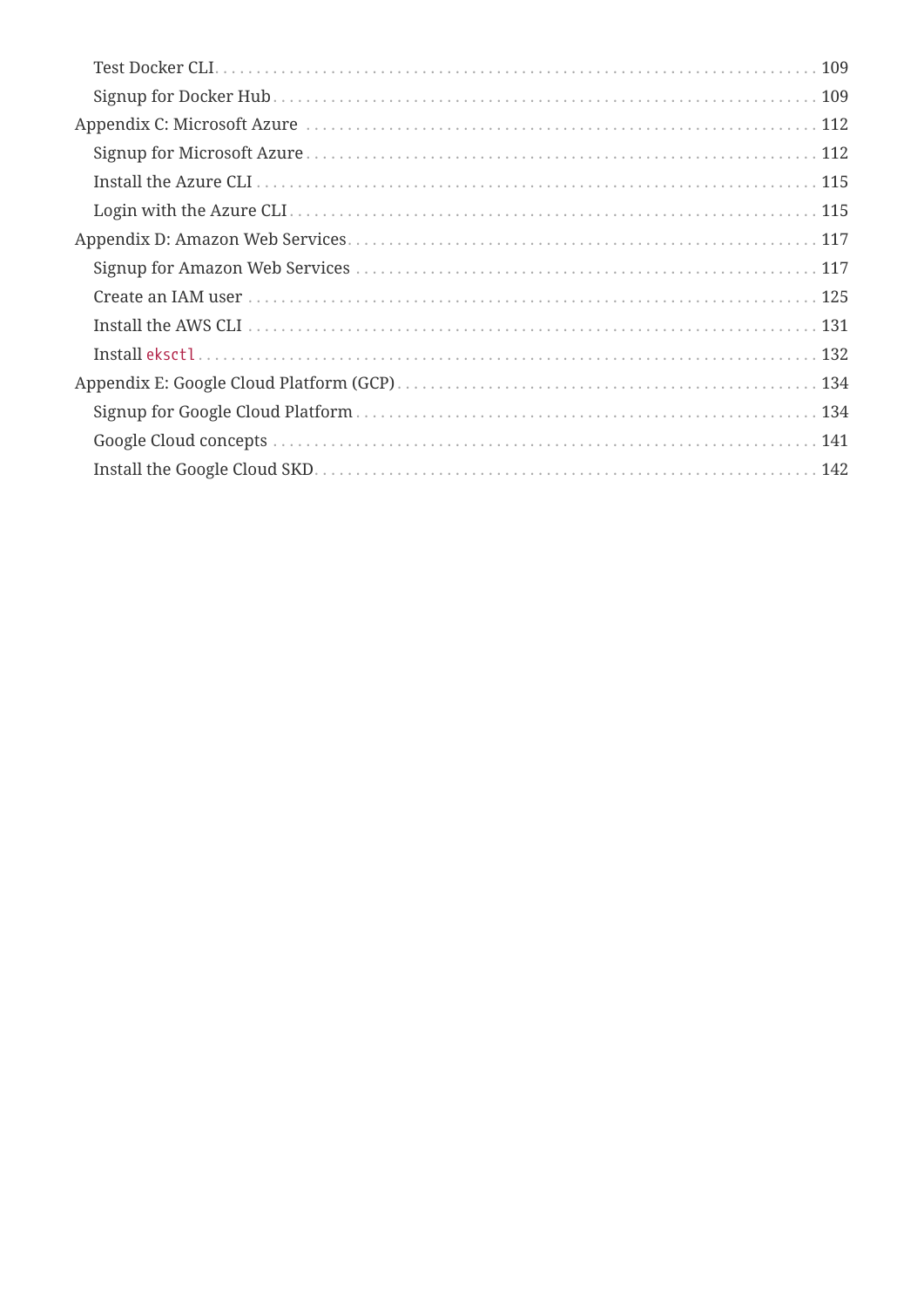- Test Docker CLI ... 109
- Signup for Docker Hub ... 109

Appendix C: Microsoft Azure ... 112

- Signup for Microsoft Azure ... 112
- Install the Azure CLI ... 115
- Login with the Azure CLI ... 115

Appendix D: Amazon Web Services ... 117

- Signup for Amazon Web Services ... 117
- Create an IAM user ... 125
- Install the AWS CLI ... 131
- Install `eksctl` ... 132

Appendix E: Google Cloud Platform (GCP) ... 134

- Signup for Google Cloud Platform ... 134
- Google Cloud concepts ... 141
- Install the Google Cloud SKD ... 142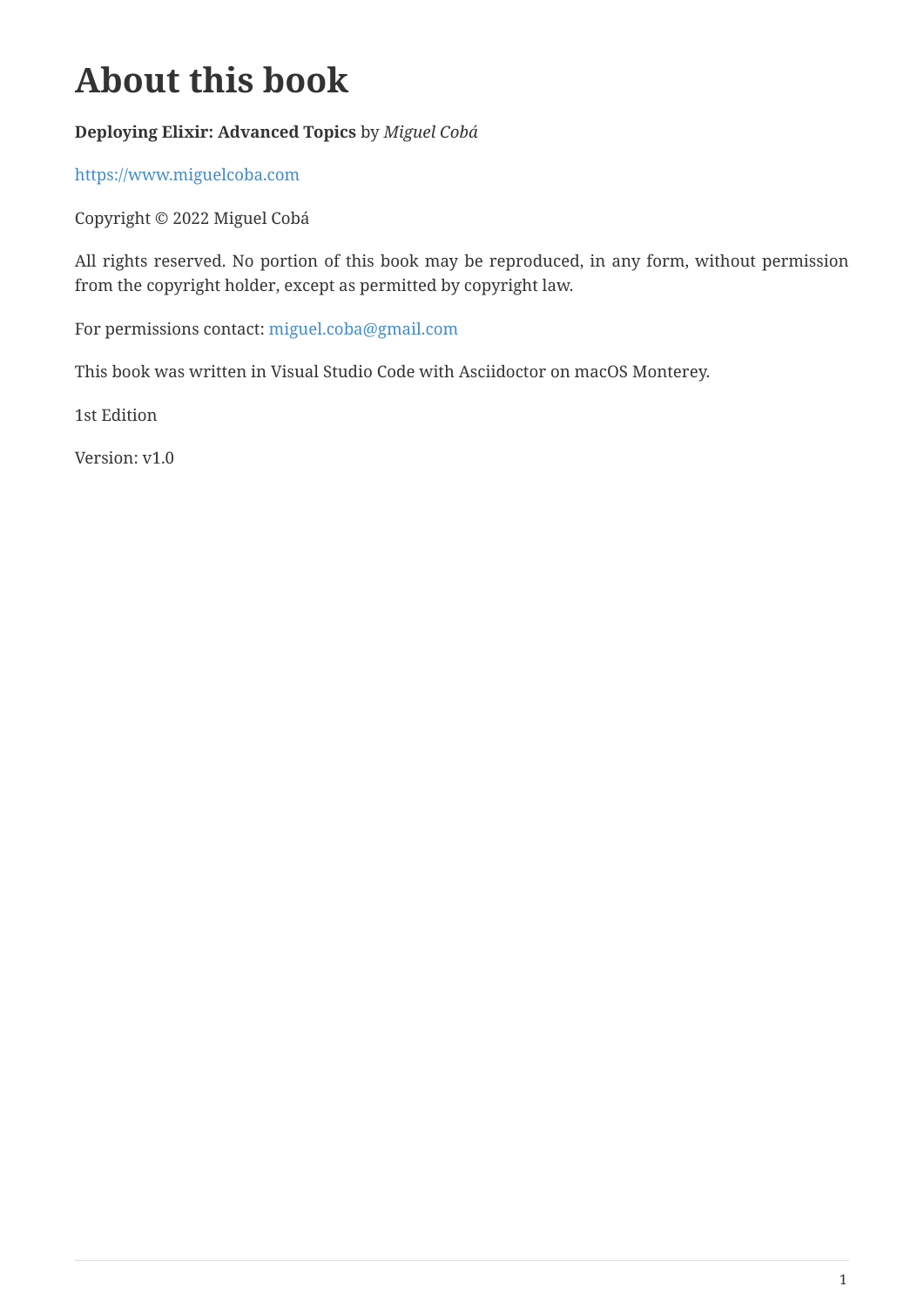# About this book

**Deploying Elixir: Advanced Topics** by *Miguel Cobá*

https://www.miguelcoba.com

Copyright © 2022 Miguel Cobá

All rights reserved. No portion of this book may be reproduced, in any form, without permission from the copyright holder, except as permitted by copyright law.

For permissions contact: miguel.coba@gmail.com

This book was written in Visual Studio Code with Asciidoctor on macOS Monterey.

1st Edition

Version: v1.0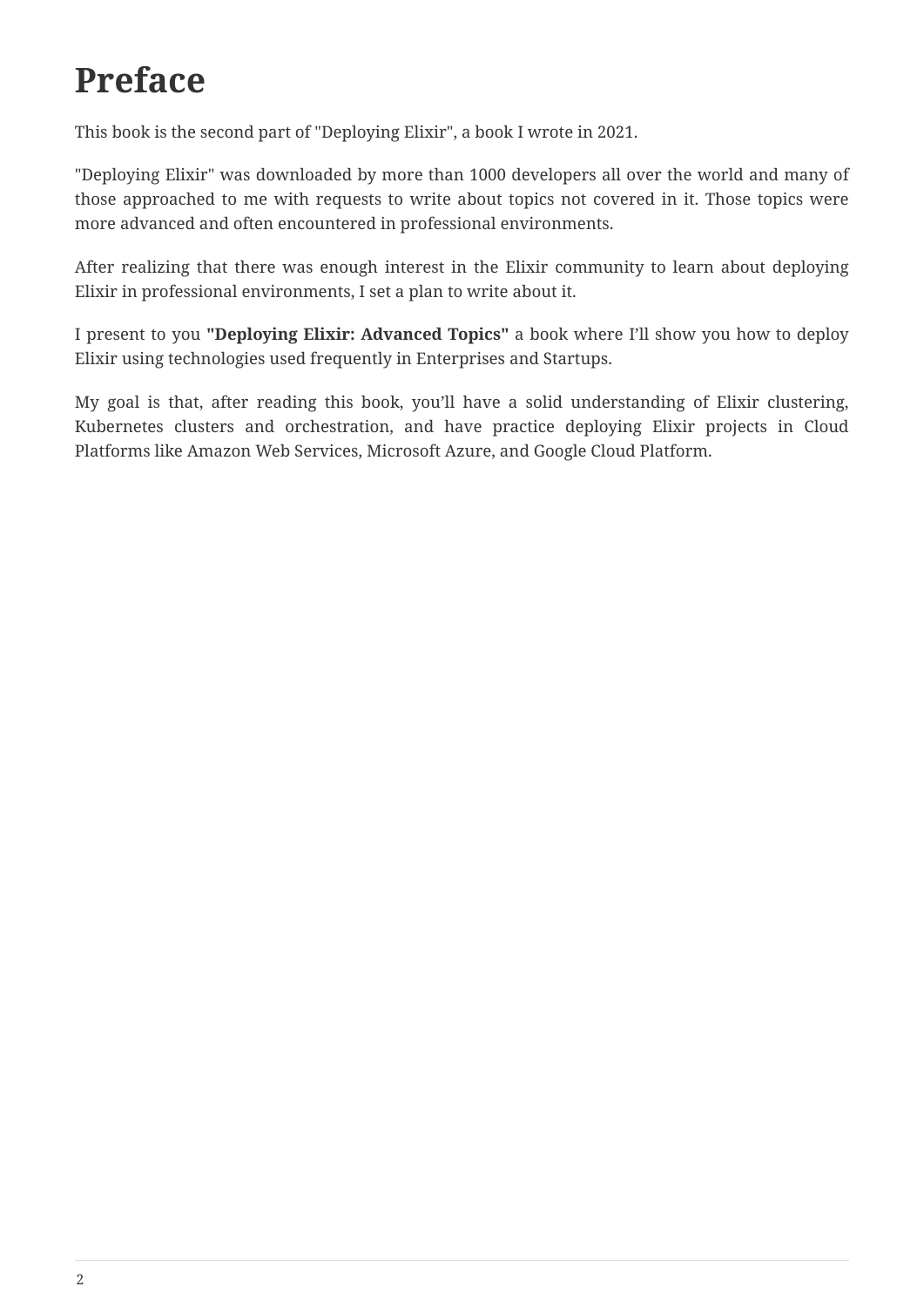# Preface

This book is the second part of "Deploying Elixir", a book I wrote in 2021.

"Deploying Elixir" was downloaded by more than 1000 developers all over the world and many of those approached to me with requests to write about topics not covered in it. Those topics were more advanced and often encountered in professional environments.

After realizing that there was enough interest in the Elixir community to learn about deploying Elixir in professional environments, I set a plan to write about it.

I present to you **"Deploying Elixir: Advanced Topics"** a book where I'll show you how to deploy Elixir using technologies used frequently in Enterprises and Startups.

My goal is that, after reading this book, you'll have a solid understanding of Elixir clustering, Kubernetes clusters and orchestration, and have practice deploying Elixir projects in Cloud Platforms like Amazon Web Services, Microsoft Azure, and Google Cloud Platform.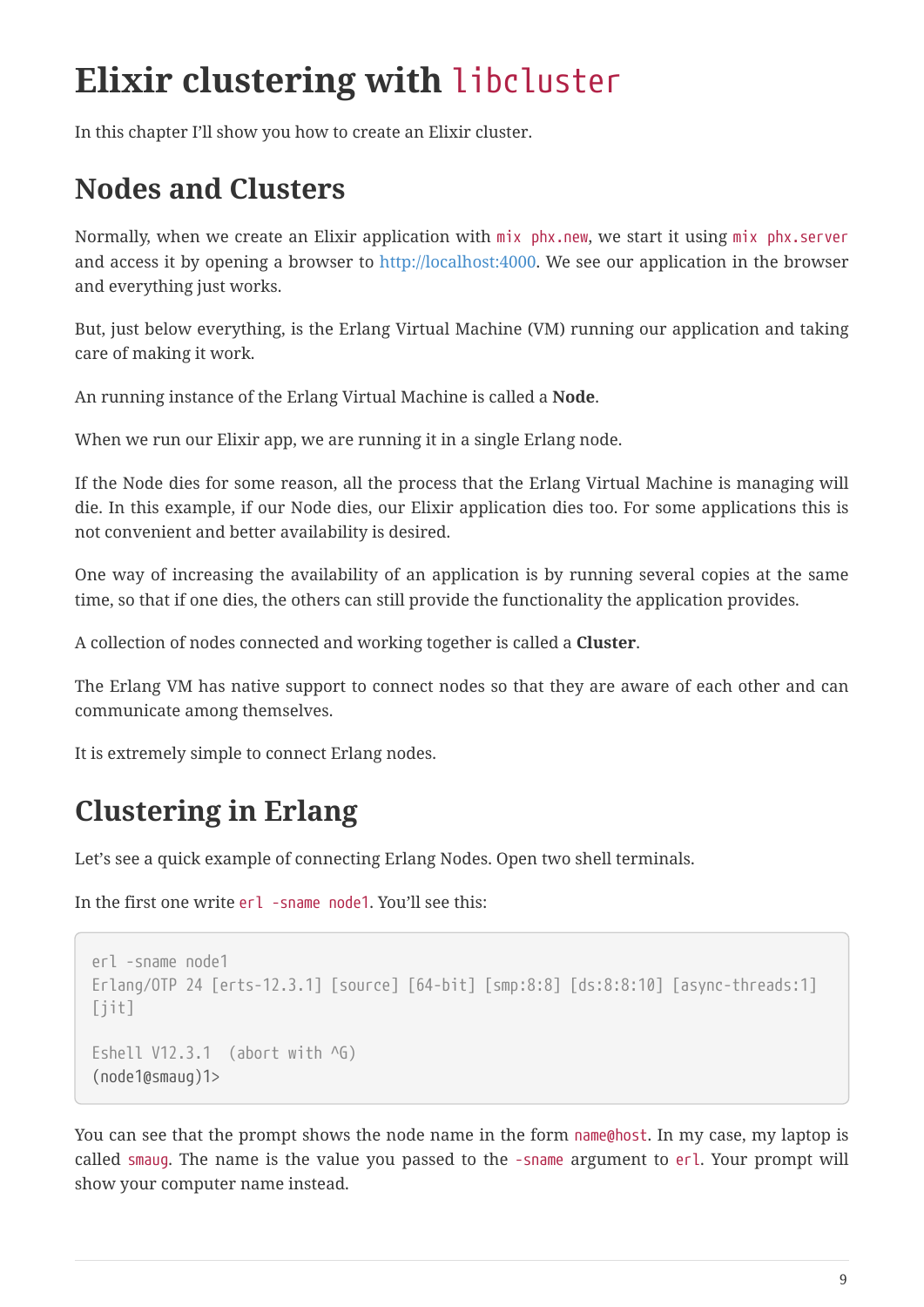# Elixir clustering with `libcluster`

In this chapter I'll show you how to create an Elixir cluster.

## Nodes and Clusters

Normally, when we create an Elixir application with `mix phx.new`, we start it using `mix phx.server` and access it by opening a browser to http://localhost:4000. We see our application in the browser and everything just works.

But, just below everything, is the Erlang Virtual Machine (VM) running our application and taking care of making it work.

An running instance of the Erlang Virtual Machine is called a **Node**.

When we run our Elixir app, we are running it in a single Erlang node.

If the Node dies for some reason, all the process that the Erlang Virtual Machine is managing will die. In this example, if our Node dies, our Elixir application dies too. For some applications this is not convenient and better availability is desired.

One way of increasing the availability of an application is by running several copies at the same time, so that if one dies, the others can still provide the functionality the application provides.

A collection of nodes connected and working together is called a **Cluster**.

The Erlang VM has native support to connect nodes so that they are aware of each other and can communicate among themselves.

It is extremely simple to connect Erlang nodes.

## Clustering in Erlang

Let's see a quick example of connecting Erlang Nodes. Open two shell terminals.

In the first one write `erl -sname node1`. You'll see this:

```
erl -sname node1
Erlang/OTP 24 [erts-12.3.1] [source] [64-bit] [smp:8:8] [ds:8:8:10] [async-threads:1]
[jit]

Eshell V12.3.1  (abort with ^G)
(node1@smaug)1>
```

You can see that the prompt shows the node name in the form `name@host`. In my case, my laptop is called `smaug`. The name is the value you passed to the `-sname` argument to `erl`. Your prompt will show your computer name instead.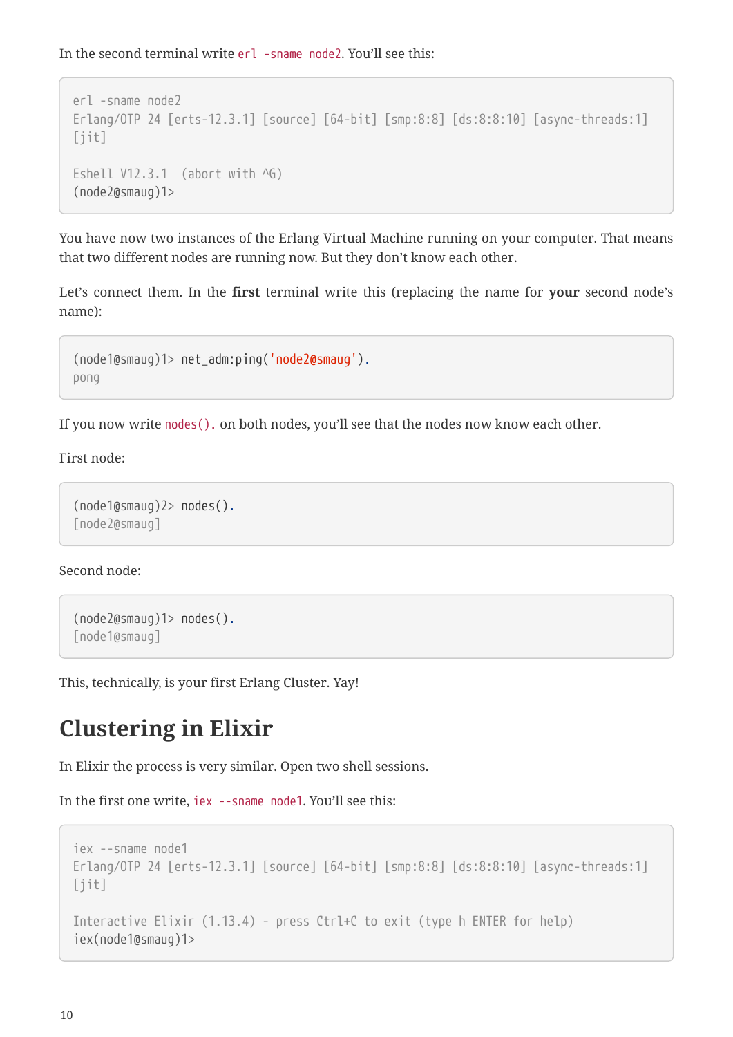In the second terminal write `erl -sname node2`. You'll see this:

```
erl -sname node2
Erlang/OTP 24 [erts-12.3.1] [source] [64-bit] [smp:8:8] [ds:8:8:10] [async-threads:1]
[jit]

Eshell V12.3.1  (abort with ^G)
(node2@smaug)1>
```

You have now two instances of the Erlang Virtual Machine running on your computer. That means that two different nodes are running now. But they don't know each other.

Let's connect them. In the **first** terminal write this (replacing the name for **your** second node's name):

```
(node1@smaug)1> net_adm:ping('node2@smaug').
pong
```

If you now write `nodes().` on both nodes, you'll see that the nodes now know each other.

First node:

```
(node1@smaug)2> nodes().
[node2@smaug]
```

Second node:

```
(node2@smaug)1> nodes().
[node1@smaug]
```

This, technically, is your first Erlang Cluster. Yay!

## Clustering in Elixir

In Elixir the process is very similar. Open two shell sessions.

In the first one write, `iex --sname node1`. You'll see this:

```
iex --sname node1
Erlang/OTP 24 [erts-12.3.1] [source] [64-bit] [smp:8:8] [ds:8:8:10] [async-threads:1]
[jit]

Interactive Elixir (1.13.4) - press Ctrl+C to exit (type h ENTER for help)
iex(node1@smaug)1>
```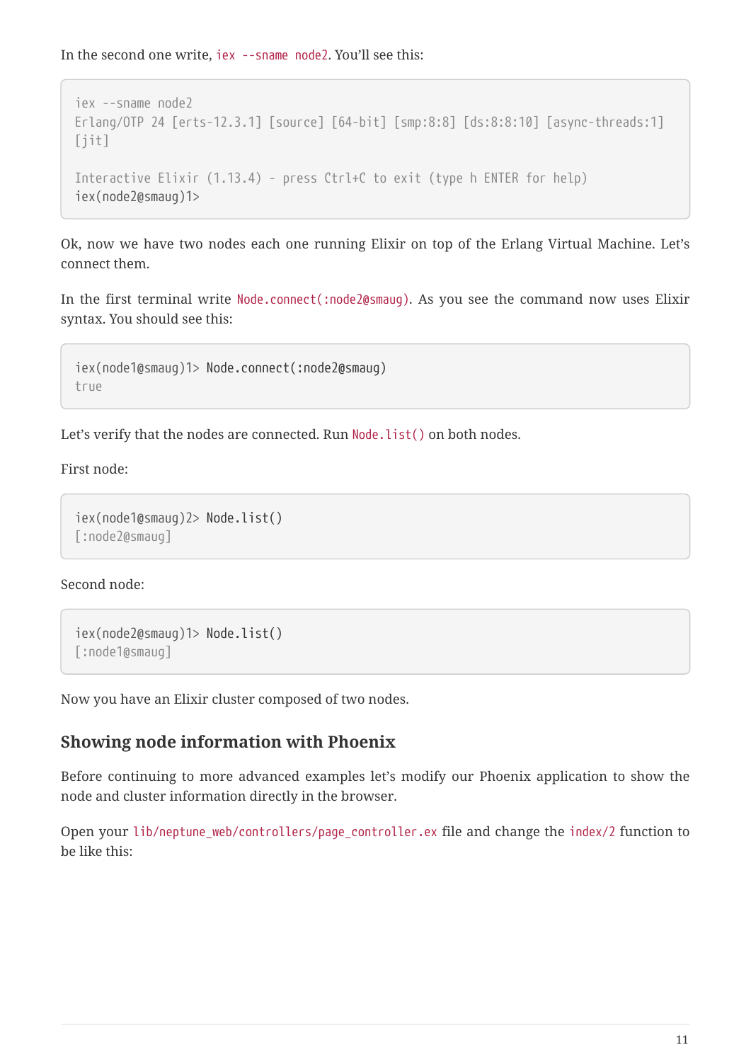In the second one write, `iex --sname node2`. You'll see this:

```
iex --sname node2
Erlang/OTP 24 [erts-12.3.1] [source] [64-bit] [smp:8:8] [ds:8:8:10] [async-threads:1]
[jit]

Interactive Elixir (1.13.4) - press Ctrl+C to exit (type h ENTER for help)
iex(node2@smaug)1>
```

Ok, now we have two nodes each one running Elixir on top of the Erlang Virtual Machine. Let's connect them.

In the first terminal write `Node.connect(:node2@smaug)`. As you see the command now uses Elixir syntax. You should see this:

```
iex(node1@smaug)1> Node.connect(:node2@smaug)
true
```

Let's verify that the nodes are connected. Run `Node.list()` on both nodes.

First node:

```
iex(node1@smaug)2> Node.list()
[:node2@smaug]
```

Second node:

```
iex(node2@smaug)1> Node.list()
[:node1@smaug]
```

Now you have an Elixir cluster composed of two nodes.

### Showing node information with Phoenix

Before continuing to more advanced examples let's modify our Phoenix application to show the node and cluster information directly in the browser.

Open your `lib/neptune_web/controllers/page_controller.ex` file and change the `index/2` function to be like this: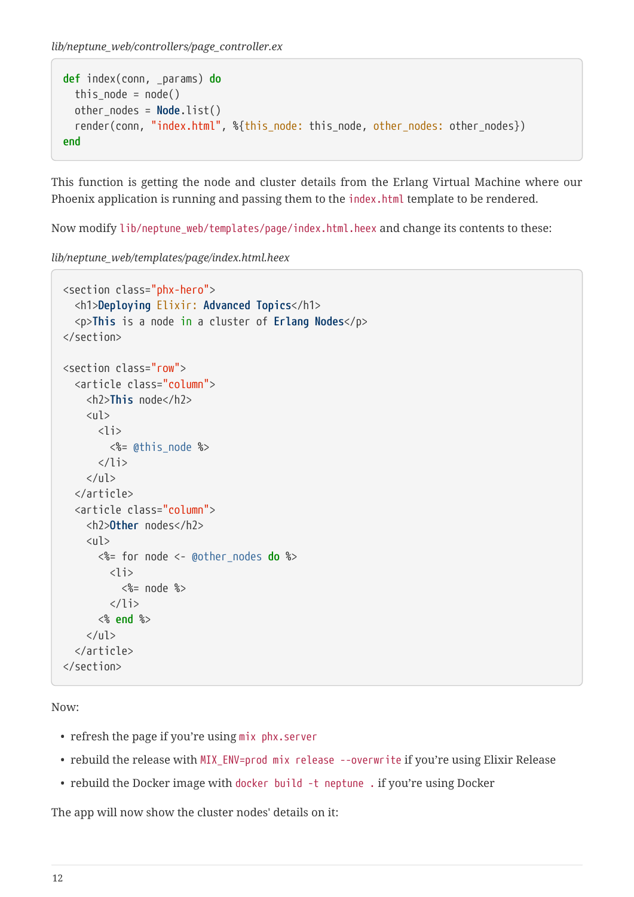*lib/neptune_web/controllers/page_controller.ex*

```
def index(conn, _params) do
  this_node = node()
  other_nodes = Node.list()
  render(conn, "index.html", %{this_node: this_node, other_nodes: other_nodes})
end
```

This function is getting the node and cluster details from the Erlang Virtual Machine where our Phoenix application is running and passing them to the `index.html` template to be rendered.

Now modify `lib/neptune_web/templates/page/index.html.heex` and change its contents to these:

*lib/neptune_web/templates/page/index.html.heex*

```
<section class="phx-hero">
  <h1>Deploying Elixir: Advanced Topics</h1>
  <p>This is a node in a cluster of Erlang Nodes</p>
</section>

<section class="row">
  <article class="column">
    <h2>This node</h2>
    <ul>
      <li>
        <%= @this_node %>
      </li>
    </ul>
  </article>
  <article class="column">
    <h2>Other nodes</h2>
    <ul>
      <%= for node <- @other_nodes do %>
        <li>
          <%= node %>
        </li>
      <% end %>
    </ul>
  </article>
</section>
```

Now:

- refresh the page if you're using `mix phx.server`
- rebuild the release with `MIX_ENV=prod mix release --overwrite` if you're using Elixir Release
- rebuild the Docker image with `docker build -t neptune .` if you're using Docker

The app will now show the cluster nodes' details on it: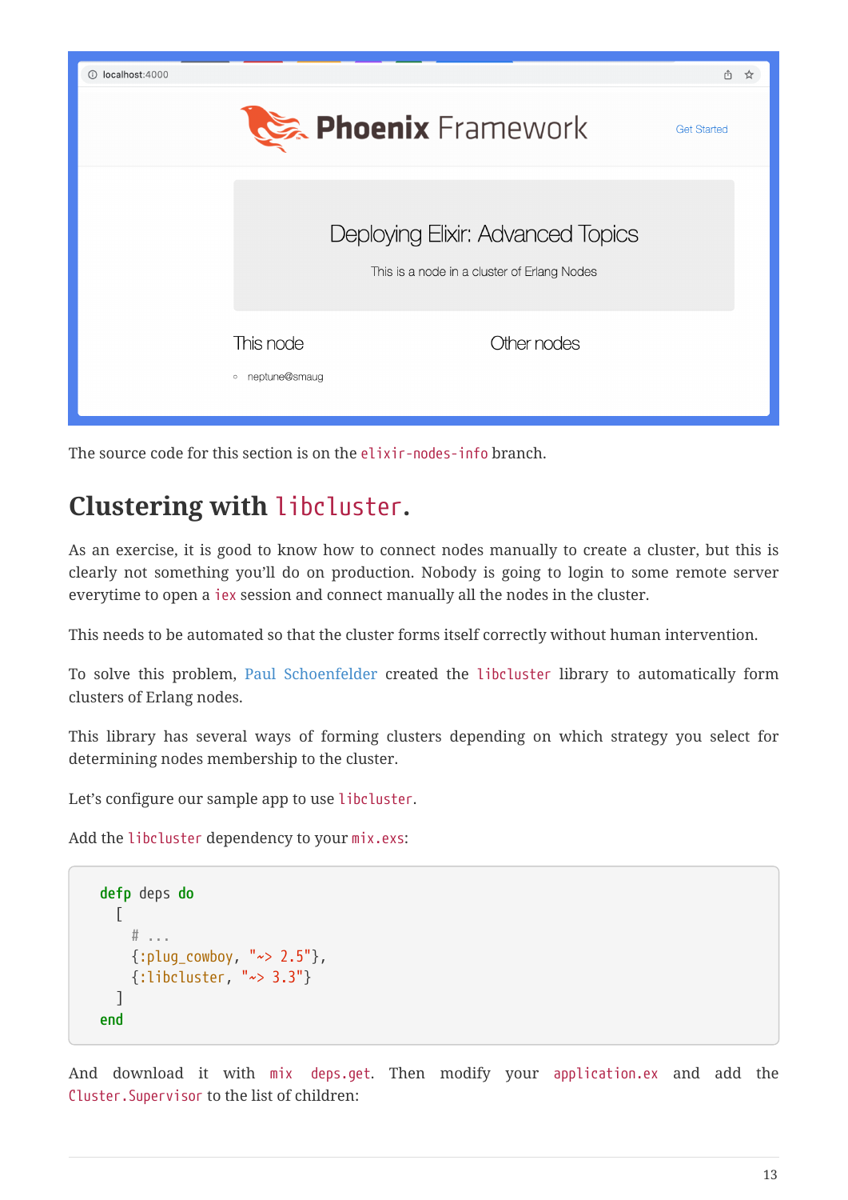The source code for this section is on the `elixir-nodes-info` branch.

## Clustering with `libcluster`.

As an exercise, it is good to know how to connect nodes manually to create a cluster, but this is clearly not something you'll do on production. Nobody is going to login to some remote server everytime to open a `iex` session and connect manually all the nodes in the cluster.

This needs to be automated so that the cluster forms itself correctly without human intervention.

To solve this problem, Paul Schoenfelder created the `libcluster` library to automatically form clusters of Erlang nodes.

This library has several ways of forming clusters depending on which strategy you select for determining nodes membership to the cluster.

Let's configure our sample app to use `libcluster`.

Add the `libcluster` dependency to your `mix.exs`:

```
defp deps do
  [
    # ...
    {:plug_cowboy, "~> 2.5"},
    {:libcluster, "~> 3.3"}
  ]
end
```

And download it with `mix deps.get`. Then modify your `application.ex` and add the `Cluster.Supervisor` to the list of children: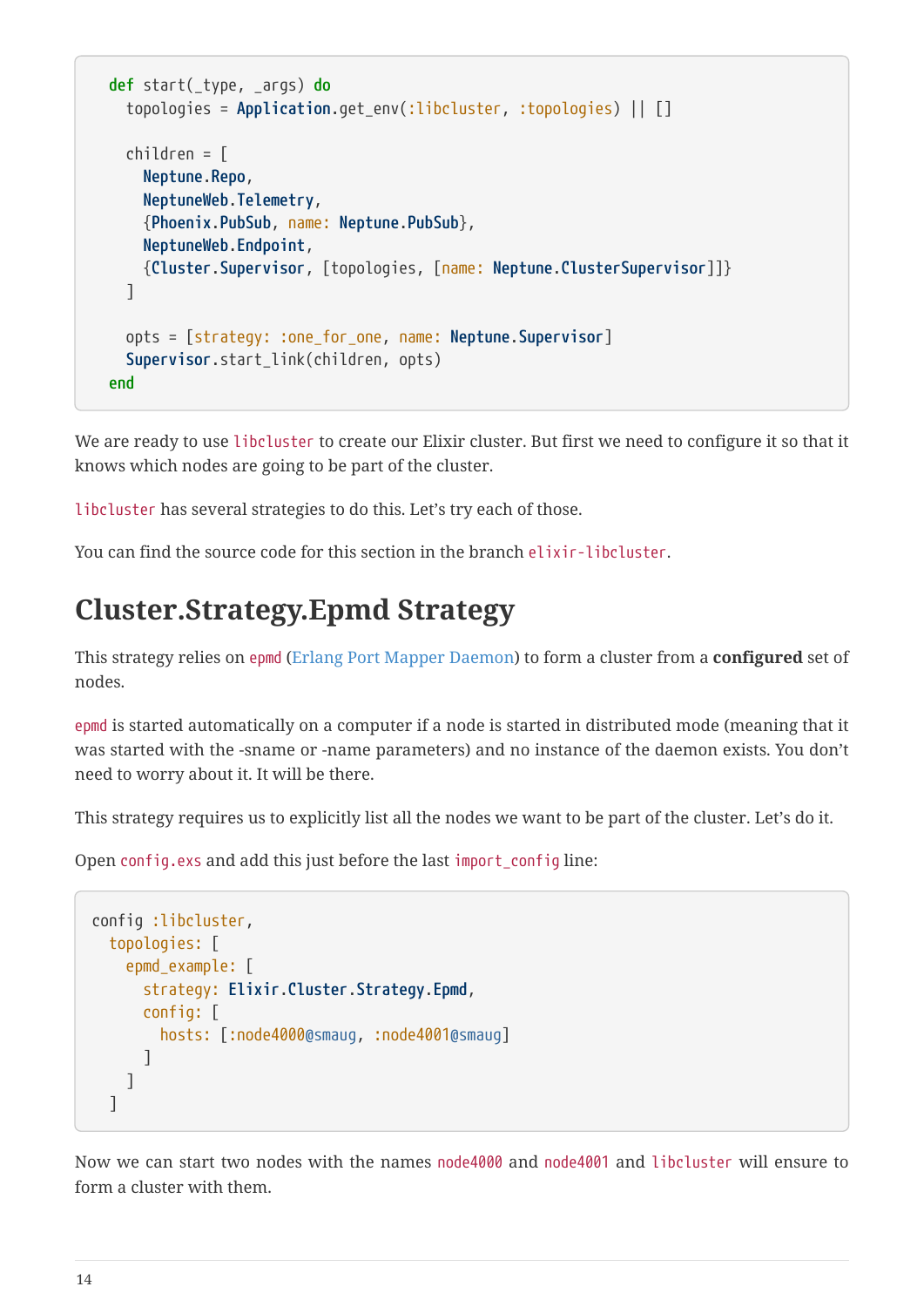```elixir
  def start(_type, _args) do
    topologies = Application.get_env(:libcluster, :topologies) || []

    children = [
      Neptune.Repo,
      NeptuneWeb.Telemetry,
      {Phoenix.PubSub, name: Neptune.PubSub},
      NeptuneWeb.Endpoint,
      {Cluster.Supervisor, [topologies, [name: Neptune.ClusterSupervisor]]}
    ]

    opts = [strategy: :one_for_one, name: Neptune.Supervisor]
    Supervisor.start_link(children, opts)
  end
```

We are ready to use `libcluster` to create our Elixir cluster. But first we need to configure it so that it knows which nodes are going to be part of the cluster.

`libcluster` has several strategies to do this. Let's try each of those.

You can find the source code for this section in the branch `elixir-libcluster`.

# Cluster.Strategy.Epmd Strategy

This strategy relies on `epmd` (Erlang Port Mapper Daemon) to form a cluster from a **configured** set of nodes.

`epmd` is started automatically on a computer if a node is started in distributed mode (meaning that it was started with the -sname or -name parameters) and no instance of the daemon exists. You don't need to worry about it. It will be there.

This strategy requires us to explicitly list all the nodes we want to be part of the cluster. Let's do it.

Open `config.exs` and add this just before the last `import_config` line:

```elixir
config :libcluster,
  topologies: [
    epmd_example: [
      strategy: Elixir.Cluster.Strategy.Epmd,
      config: [
        hosts: [:node4000@smaug, :node4001@smaug]
      ]
    ]
  ]
```

Now we can start two nodes with the names `node4000` and `node4001` and `libcluster` will ensure to form a cluster with them.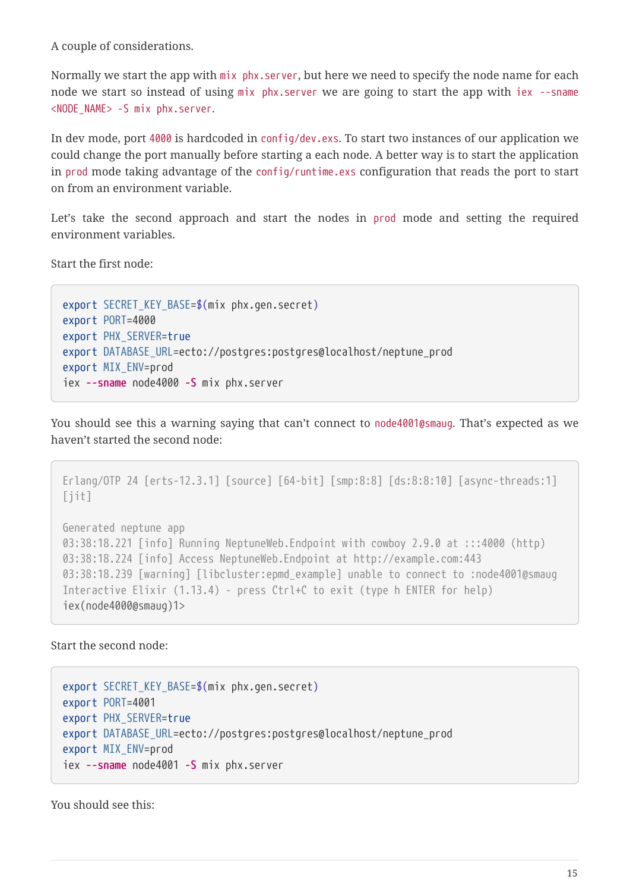A couple of considerations.

Normally we start the app with `mix phx.server`, but here we need to specify the node name for each node we start so instead of using `mix phx.server` we are going to start the app with `iex --sname <NODE_NAME> -S mix phx.server`.

In dev mode, port `4000` is hardcoded in `config/dev.exs`. To start two instances of our application we could change the port manually before starting a each node. A better way is to start the application in `prod` mode taking advantage of the `config/runtime.exs` configuration that reads the port to start on from an environment variable.

Let's take the second approach and start the nodes in `prod` mode and setting the required environment variables.

Start the first node:

```
export SECRET_KEY_BASE=$(mix phx.gen.secret)
export PORT=4000
export PHX_SERVER=true
export DATABASE_URL=ecto://postgres:postgres@localhost/neptune_prod
export MIX_ENV=prod
iex --sname node4000 -S mix phx.server
```

You should see this a warning saying that can't connect to `node4001@smaug`. That's expected as we haven't started the second node:

```
Erlang/OTP 24 [erts-12.3.1] [source] [64-bit] [smp:8:8] [ds:8:8:10] [async-threads:1]
[jit]

Generated neptune app
03:38:18.221 [info] Running NeptuneWeb.Endpoint with cowboy 2.9.0 at :::4000 (http)
03:38:18.224 [info] Access NeptuneWeb.Endpoint at http://example.com:443
03:38:18.239 [warning] [libcluster:epmd_example] unable to connect to :node4001@smaug
Interactive Elixir (1.13.4) - press Ctrl+C to exit (type h ENTER for help)
iex(node4000@smaug)1>
```

Start the second node:

```
export SECRET_KEY_BASE=$(mix phx.gen.secret)
export PORT=4001
export PHX_SERVER=true
export DATABASE_URL=ecto://postgres:postgres@localhost/neptune_prod
export MIX_ENV=prod
iex --sname node4001 -S mix phx.server
```

You should see this: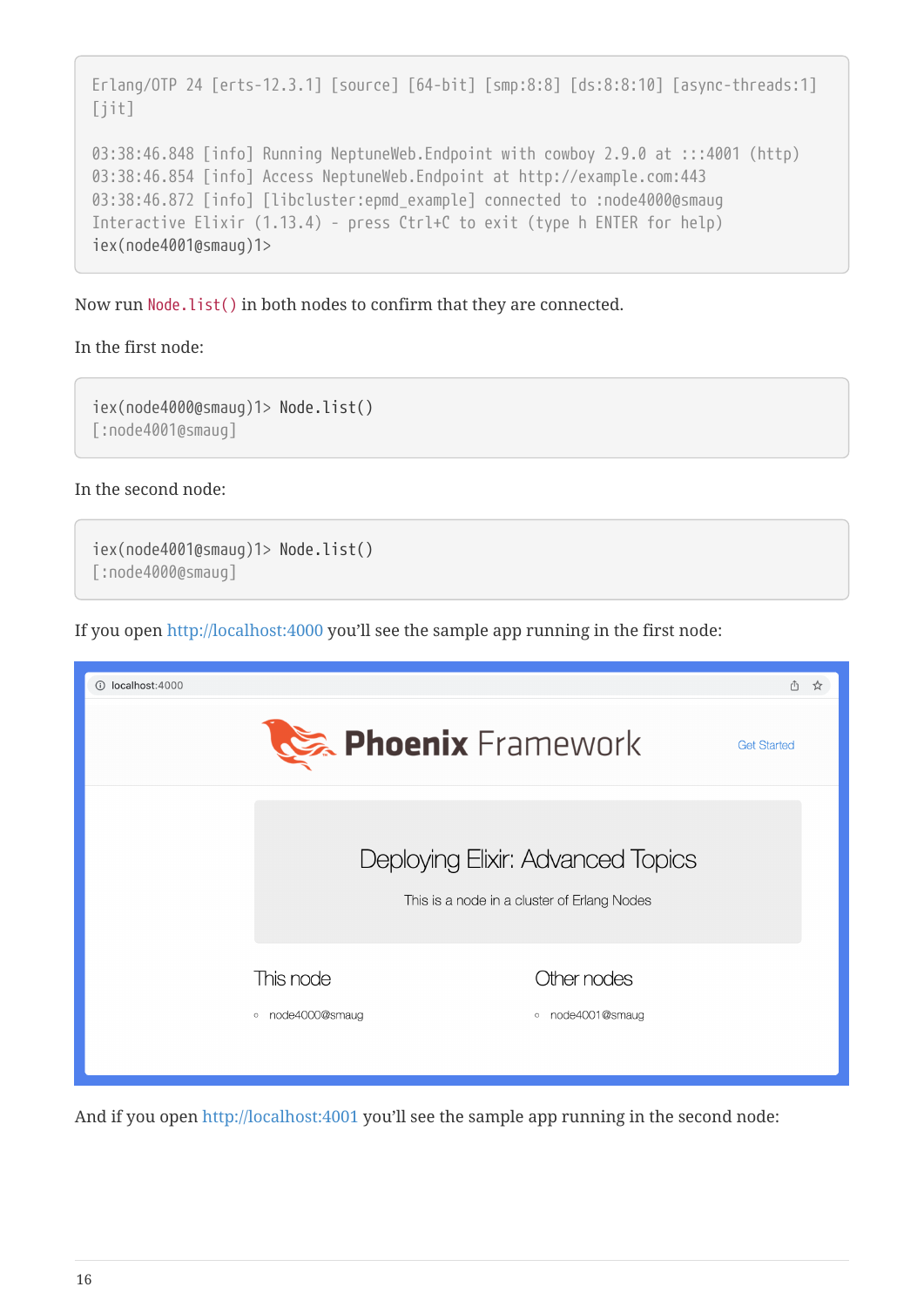```
Erlang/OTP 24 [erts-12.3.1] [source] [64-bit] [smp:8:8] [ds:8:8:10] [async-threads:1]
[jit]

03:38:46.848 [info] Running NeptuneWeb.Endpoint with cowboy 2.9.0 at :::4001 (http)
03:38:46.854 [info] Access NeptuneWeb.Endpoint at http://example.com:443
03:38:46.872 [info] [libcluster:epmd_example] connected to :node4000@smaug
Interactive Elixir (1.13.4) - press Ctrl+C to exit (type h ENTER for help)
iex(node4001@smaug)1>
```

Now run `Node.list()` in both nodes to confirm that they are connected.

In the first node:

```
iex(node4000@smaug)1> Node.list()
[:node4001@smaug]
```

In the second node:

```
iex(node4001@smaug)1> Node.list()
[:node4000@smaug]
```

If you open http://localhost:4000 you'll see the sample app running in the first node:

And if you open http://localhost:4001 you'll see the sample app running in the second node: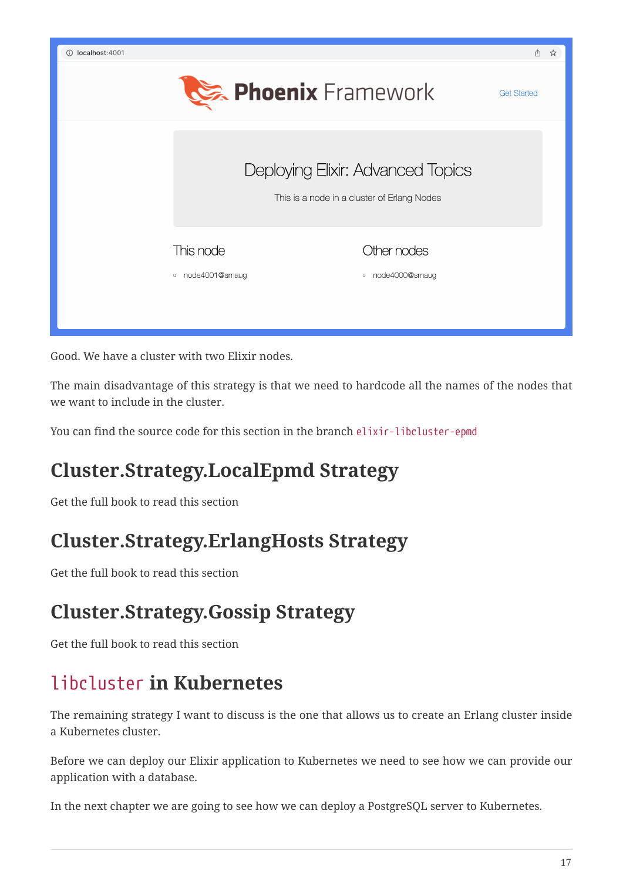Good. We have a cluster with two Elixir nodes.

The main disadvantage of this strategy is that we need to hardcode all the names of the nodes that we want to include in the cluster.

You can find the source code for this section in the branch `elixir-libcluster-epmd`

## Cluster.Strategy.LocalEpmd Strategy

Get the full book to read this section

## Cluster.Strategy.ErlangHosts Strategy

Get the full book to read this section

## Cluster.Strategy.Gossip Strategy

Get the full book to read this section

## `libcluster` in Kubernetes

The remaining strategy I want to discuss is the one that allows us to create an Erlang cluster inside a Kubernetes cluster.

Before we can deploy our Elixir application to Kubernetes we need to see how we can provide our application with a database.

In the next chapter we are going to see how we can deploy a PostgreSQL server to Kubernetes.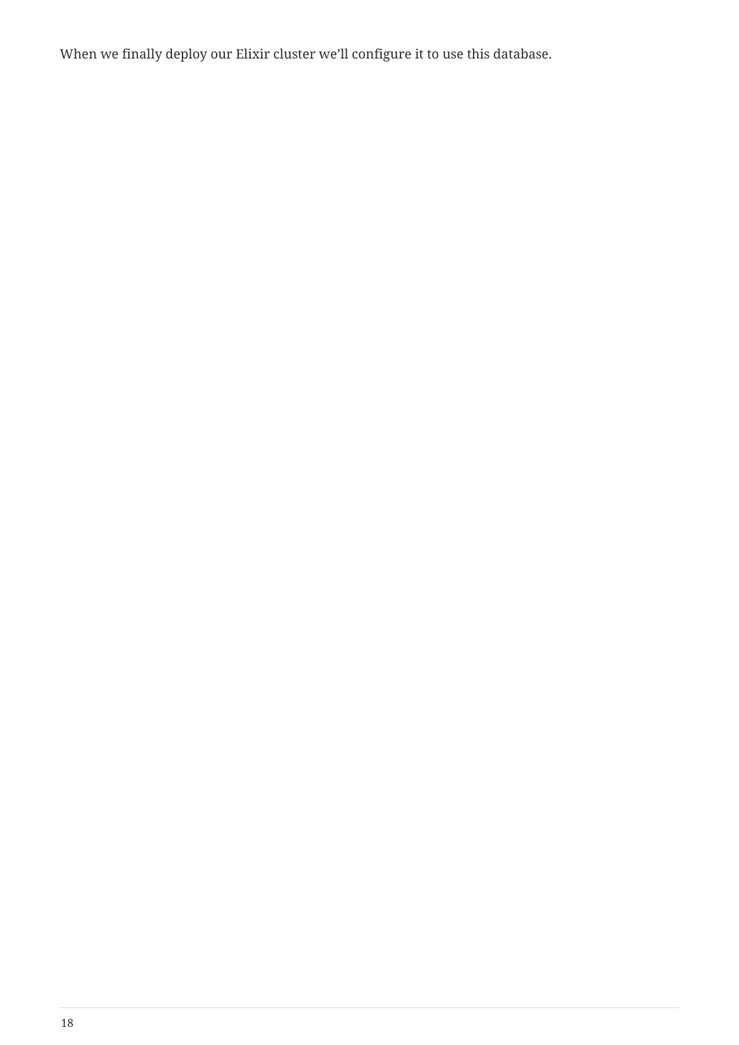When we finally deploy our Elixir cluster we'll configure it to use this database.